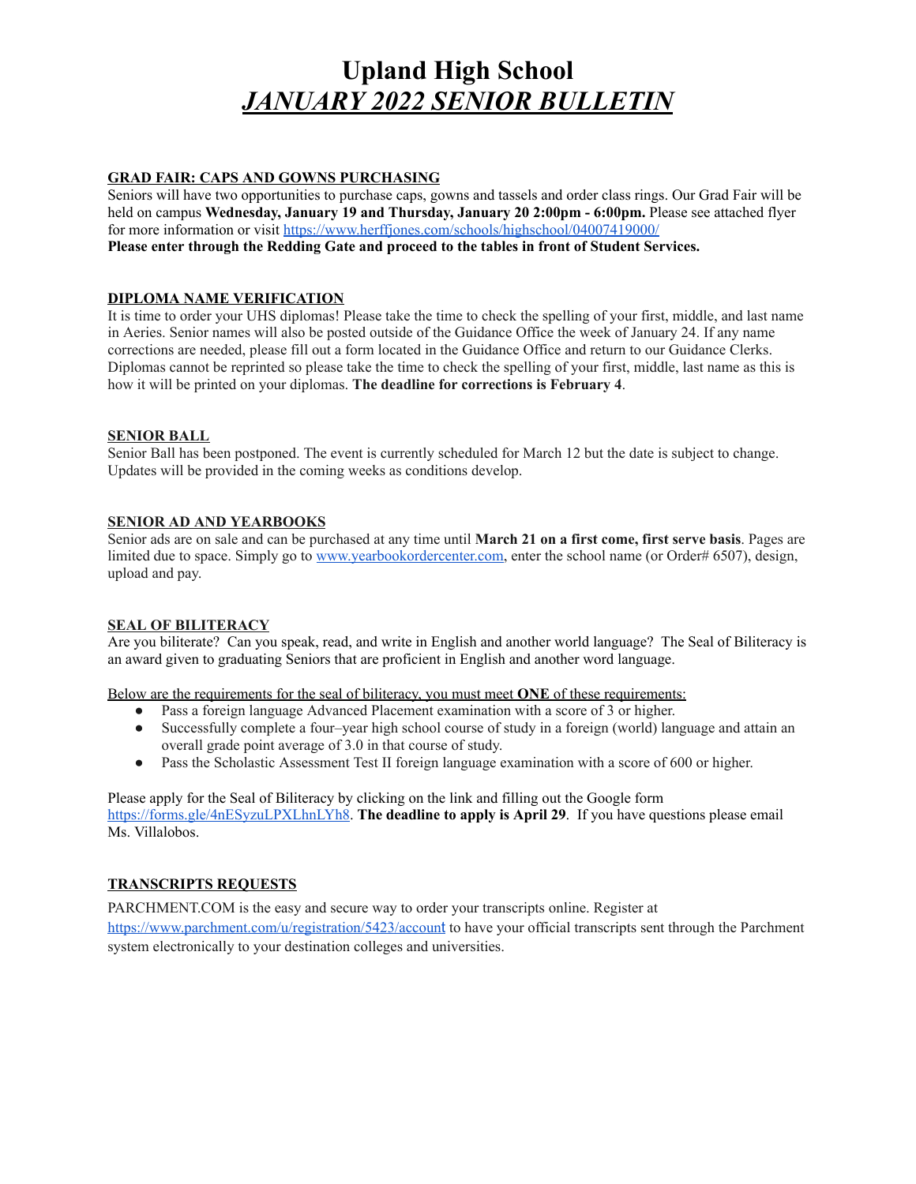# Upland High School
# ***JANUARY 2022 SENIOR BULLETIN***

**GRAD FAIR: CAPS AND GOWNS PURCHASING**

Seniors will have two opportunities to purchase caps, gowns and tassels and order class rings. Our Grad Fair will be held on campus **Wednesday, January 19 and Thursday, January 20 2:00pm - 6:00pm.** Please see attached flyer for more information or visit https://www.herffjones.com/schools/highschool/04007419000/

**Please enter through the Redding Gate and proceed to the tables in front of Student Services.**

**DIPLOMA NAME VERIFICATION**

It is time to order your UHS diplomas! Please take the time to check the spelling of your first, middle, and last name in Aeries. Senior names will also be posted outside of the Guidance Office the week of January 24. If any name corrections are needed, please fill out a form located in the Guidance Office and return to our Guidance Clerks. Diplomas cannot be reprinted so please take the time to check the spelling of your first, middle, last name as this is how it will be printed on your diplomas. **The deadline for corrections is February 4**.

**SENIOR BALL**

Senior Ball has been postponed. The event is currently scheduled for March 12 but the date is subject to change. Updates will be provided in the coming weeks as conditions develop.

**SENIOR AD AND YEARBOOKS**

Senior ads are on sale and can be purchased at any time until **March 21 on a first come, first serve basis**. Pages are limited due to space. Simply go to www.yearbookordercenter.com, enter the school name (or Order# 6507), design, upload and pay.

**SEAL OF BILITERACY**

Are you biliterate? Can you speak, read, and write in English and another world language? The Seal of Biliteracy is an award given to graduating Seniors that are proficient in English and another word language.

Below are the requirements for the seal of biliteracy, you must meet **ONE** of these requirements:

- Pass a foreign language Advanced Placement examination with a score of 3 or higher.
- Successfully complete a four–year high school course of study in a foreign (world) language and attain an overall grade point average of 3.0 in that course of study.
- Pass the Scholastic Assessment Test II foreign language examination with a score of 600 or higher.

Please apply for the Seal of Biliteracy by clicking on the link and filling out the Google form https://forms.gle/4nESyzuLPXLhnLYh8. **The deadline to apply is April 29**. If you have questions please email Ms. Villalobos.

**TRANSCRIPTS REQUESTS**

PARCHMENT.COM is the easy and secure way to order your transcripts online. Register at https://www.parchment.com/u/registration/5423/account to have your official transcripts sent through the Parchment system electronically to your destination colleges and universities.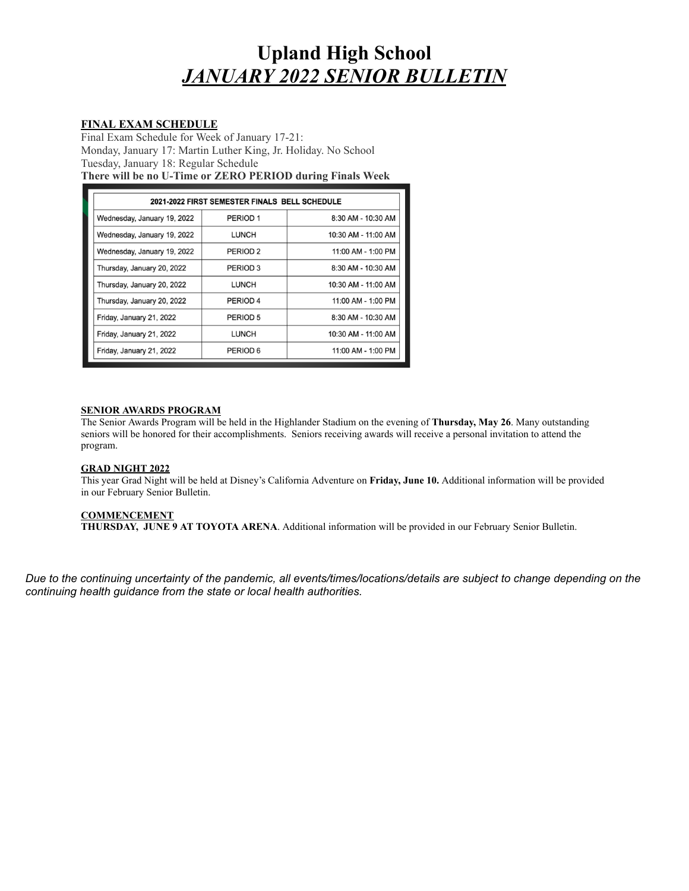# Upland High School
## ***JANUARY 2022 SENIOR BULLETIN***

### FINAL EXAM SCHEDULE

Final Exam Schedule for Week of January 17-21:
Monday, January 17: Martin Luther King, Jr. Holiday. No School
Tuesday, January 18: Regular Schedule
**There will be no U-Time or ZERO PERIOD during Finals Week**

| 2021-2022 FIRST SEMESTER FINALS BELL SCHEDULE | | |
|---|---|---|
| Wednesday, January 19, 2022 | PERIOD 1 | 8:30 AM - 10:30 AM |
| Wednesday, January 19, 2022 | LUNCH | 10:30 AM - 11:00 AM |
| Wednesday, January 19, 2022 | PERIOD 2 | 11:00 AM - 1:00 PM |
| Thursday, January 20, 2022 | PERIOD 3 | 8:30 AM - 10:30 AM |
| Thursday, January 20, 2022 | LUNCH | 10:30 AM - 11:00 AM |
| Thursday, January 20, 2022 | PERIOD 4 | 11:00 AM - 1:00 PM |
| Friday, January 21, 2022 | PERIOD 5 | 8:30 AM - 10:30 AM |
| Friday, January 21, 2022 | LUNCH | 10:30 AM - 11:00 AM |
| Friday, January 21, 2022 | PERIOD 6 | 11:00 AM - 1:00 PM |

### SENIOR AWARDS PROGRAM

The Senior Awards Program will be held in the Highlander Stadium on the evening of **Thursday, May 26**. Many outstanding seniors will be honored for their accomplishments. Seniors receiving awards will receive a personal invitation to attend the program.

### GRAD NIGHT 2022

This year Grad Night will be held at Disney's California Adventure on **Friday, June 10.** Additional information will be provided in our February Senior Bulletin.

### COMMENCEMENT

**THURSDAY, JUNE 9 AT TOYOTA ARENA**. Additional information will be provided in our February Senior Bulletin.

*Due to the continuing uncertainty of the pandemic, all events/times/locations/details are subject to change depending on the continuing health guidance from the state or local health authorities.*